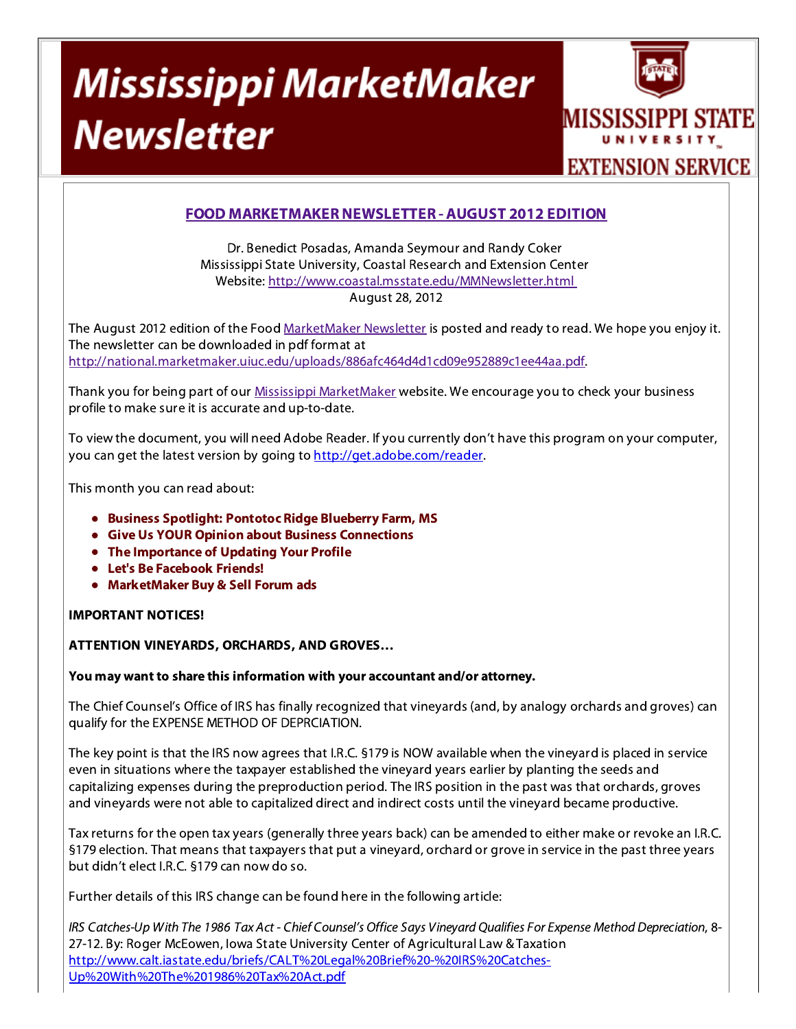# Mississippi MarketMaker Newsletter

MISSISSIPPI STATE UNIVERSITY EXTENSION SERVICE

## FOOD MARKETMAKER NEWSLETTER - AUGUST 2012 EDITION

Dr. Benedict Posadas, Amanda Seymour and Randy Coker
Mississippi State University, Coastal Research and Extension Center
Website: http://www.coastal.msstate.edu/MMNewsletter.html
August 28, 2012

The August 2012 edition of the Food MarketMaker Newsletter is posted and ready to read. We hope you enjoy it. The newsletter can be downloaded in pdf format at http://national.marketmaker.uiuc.edu/uploads/886afc464d4d1cd09e952889c1ee44aa.pdf.

Thank you for being part of our Mississippi MarketMaker website. We encourage you to check your business profile to make sure it is accurate and up-to-date.

To view the document, you will need Adobe Reader. If you currently don't have this program on your computer, you can get the latest version by going to http://get.adobe.com/reader.

This month you can read about:

- **Business Spotlight: Pontotoc Ridge Blueberry Farm, MS**
- **Give Us YOUR Opinion about Business Connections**
- **The Importance of Updating Your Profile**
- **Let's Be Facebook Friends!**
- **MarketMaker Buy & Sell Forum ads**

**IMPORTANT NOTICES!**

**ATTENTION VINEYARDS, ORCHARDS, AND GROVES…**

**You may want to share this information with your accountant and/or attorney.**

The Chief Counsel's Office of IRS has finally recognized that vineyards (and, by analogy orchards and groves) can qualify for the EXPENSE METHOD OF DEPRCIATION.

The key point is that the IRS now agrees that I.R.C. §179 is NOW available when the vineyard is placed in service even in situations where the taxpayer established the vineyard years earlier by planting the seeds and capitalizing expenses during the preproduction period. The IRS position in the past was that orchards, groves and vineyards were not able to capitalized direct and indirect costs until the vineyard became productive.

Tax returns for the open tax years (generally three years back) can be amended to either make or revoke an I.R.C. §179 election. That means that taxpayers that put a vineyard, orchard or grove in service in the past three years but didn't elect I.R.C. §179 can now do so.

Further details of this IRS change can be found here in the following article:

*IRS Catches-Up With The 1986 Tax Act - Chief Counsel's Office Says Vineyard Qualifies For Expense Method Depreciation*, 8-27-12. By: Roger McEowen, Iowa State University Center of Agricultural Law & Taxation
http://www.calt.iastate.edu/briefs/CALT%20Legal%20Brief%20-%20IRS%20Catches-Up%20With%20The%201986%20Tax%20Act.pdf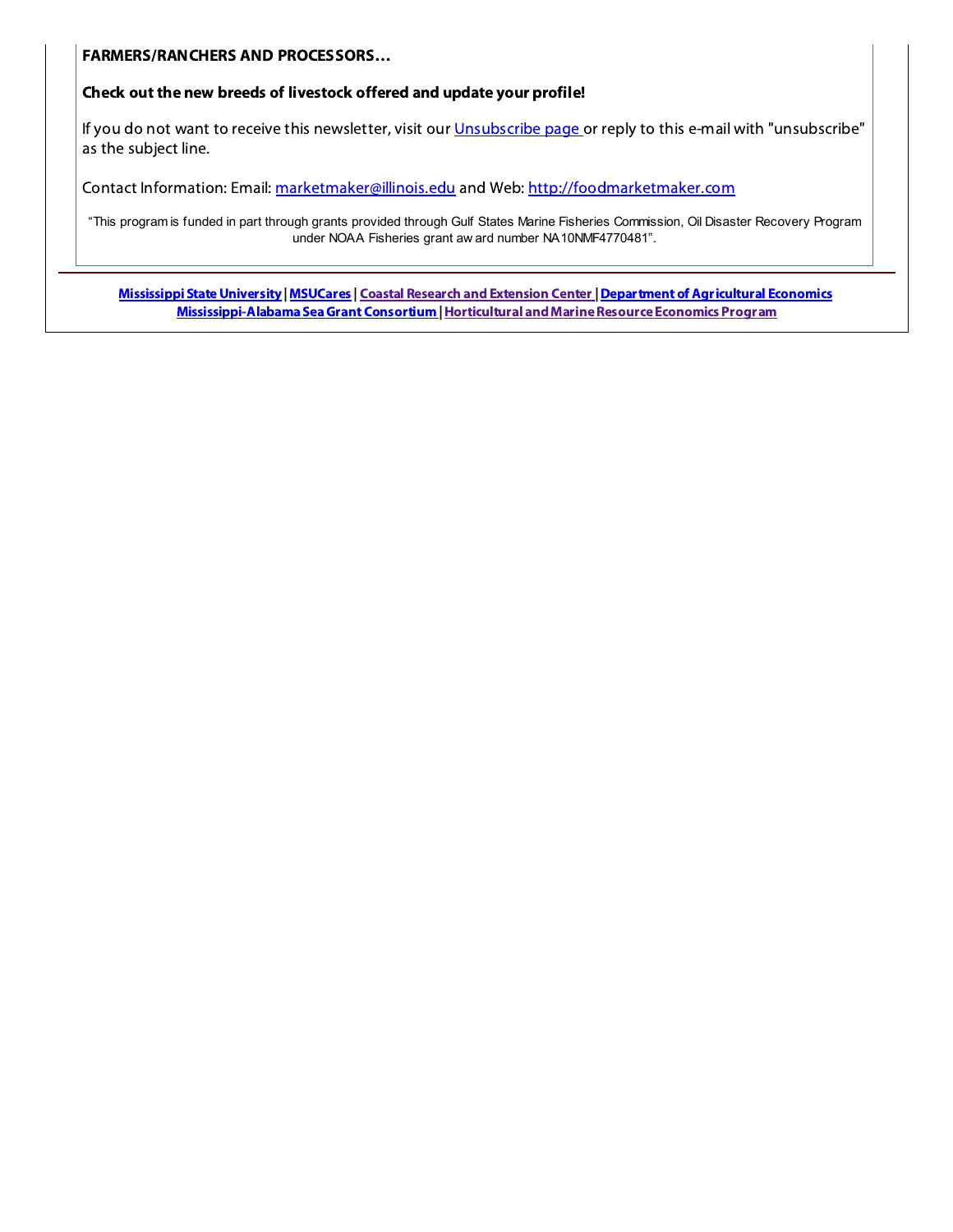**FARMERS/RANCHERS AND PROCESSORS…**

**Check out the new breeds of livestock offered and update your profile!**

If you do not want to receive this newsletter, visit our Unsubscribe page or reply to this e-mail with "unsubscribe" as the subject line.

Contact Information: Email: marketmaker@illinois.edu and Web: http://foodmarketmaker.com

"This program is funded in part through grants provided through Gulf States Marine Fisheries Commission, Oil Disaster Recovery Program under NOAA Fisheries grant award number NA10NMF4770481".

---

**Mississippi State University | MSUCares | Coastal Research and Extension Center | Department of Agricultural Economics**
**Mississippi-Alabama Sea Grant Consortium | Horticultural and Marine Resource Economics Program**